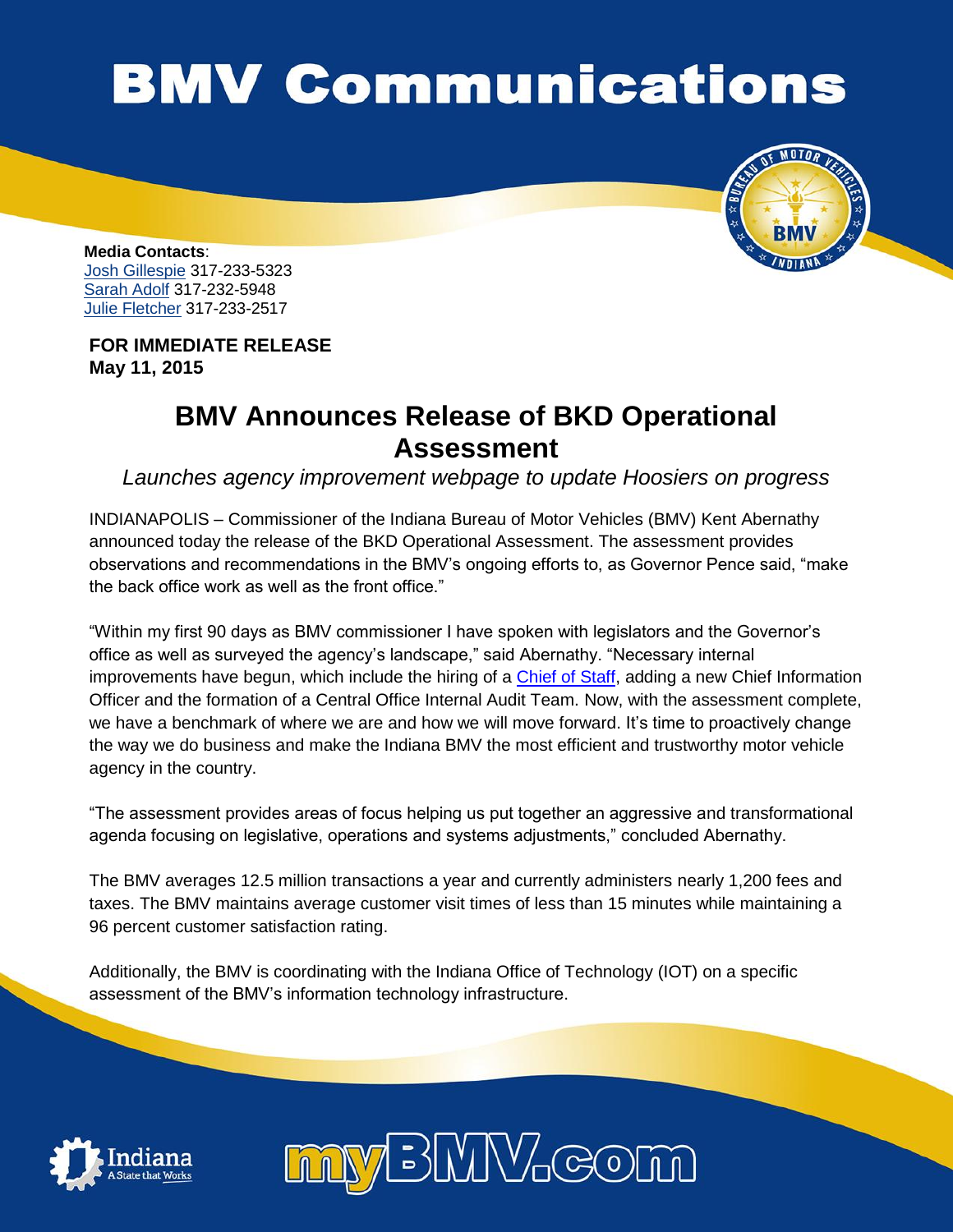# BMV Communications

**Media Contacts**:
Josh Gillespie 317-233-5323
Sarah Adolf 317-232-5948
Julie Fletcher 317-233-2517

**FOR IMMEDIATE RELEASE**
**May 11, 2015**

## BMV Announces Release of BKD Operational Assessment

*Launches agency improvement webpage to update Hoosiers on progress*

INDIANAPOLIS – Commissioner of the Indiana Bureau of Motor Vehicles (BMV) Kent Abernathy announced today the release of the BKD Operational Assessment. The assessment provides observations and recommendations in the BMV's ongoing efforts to, as Governor Pence said, "make the back office work as well as the front office."

"Within my first 90 days as BMV commissioner I have spoken with legislators and the Governor's office as well as surveyed the agency's landscape," said Abernathy. "Necessary internal improvements have begun, which include the hiring of a Chief of Staff, adding a new Chief Information Officer and the formation of a Central Office Internal Audit Team. Now, with the assessment complete, we have a benchmark of where we are and how we will move forward. It's time to proactively change the way we do business and make the Indiana BMV the most efficient and trustworthy motor vehicle agency in the country.

"The assessment provides areas of focus helping us put together an aggressive and transformational agenda focusing on legislative, operations and systems adjustments," concluded Abernathy.

The BMV averages 12.5 million transactions a year and currently administers nearly 1,200 fees and taxes. The BMV maintains average customer visit times of less than 15 minutes while maintaining a 96 percent customer satisfaction rating.

Additionally, the BMV is coordinating with the Indiana Office of Technology (IOT) on a specific assessment of the BMV's information technology infrastructure.

Indiana A State that Works

myBMV.com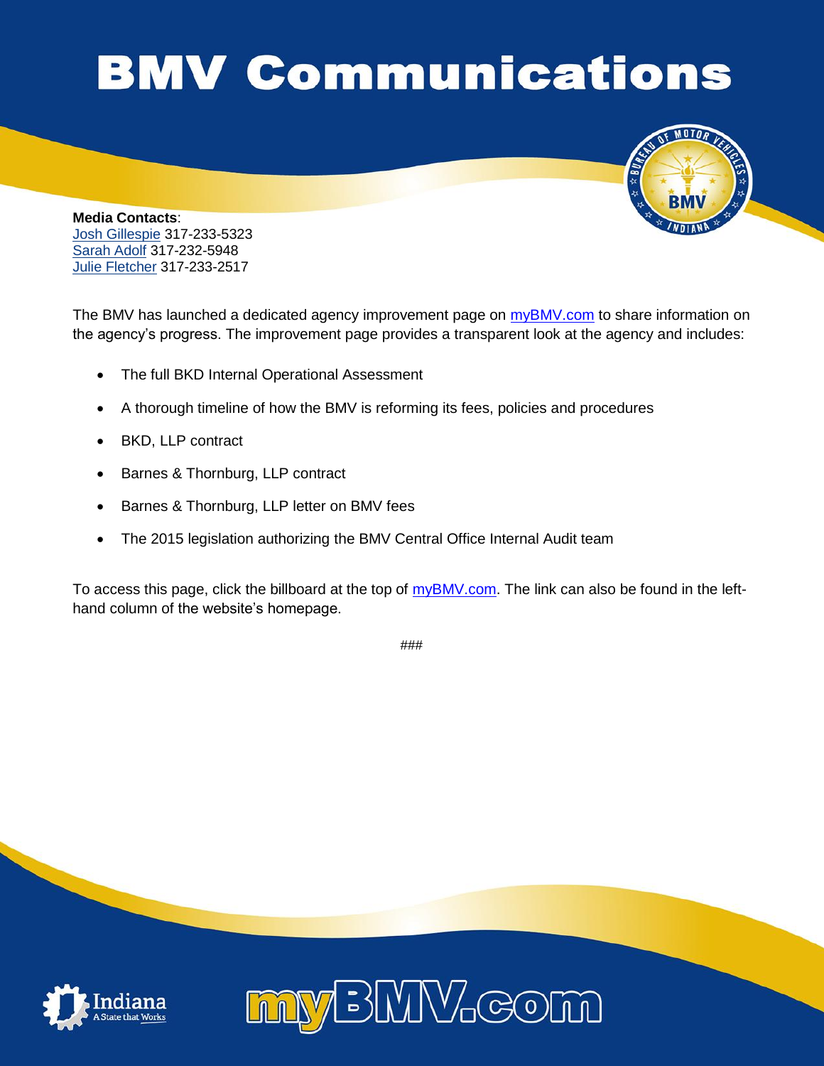# BMV Communications

**Media Contacts**:
Josh Gillespie 317-233-5323
Sarah Adolf 317-232-5948
Julie Fletcher 317-233-2517

The BMV has launched a dedicated agency improvement page on myBMV.com to share information on the agency's progress. The improvement page provides a transparent look at the agency and includes:

- The full BKD Internal Operational Assessment
- A thorough timeline of how the BMV is reforming its fees, policies and procedures
- BKD, LLP contract
- Barnes & Thornburg, LLP contract
- Barnes & Thornburg, LLP letter on BMV fees
- The 2015 legislation authorizing the BMV Central Office Internal Audit team

To access this page, click the billboard at the top of myBMV.com. The link can also be found in the left-hand column of the website's homepage.

###